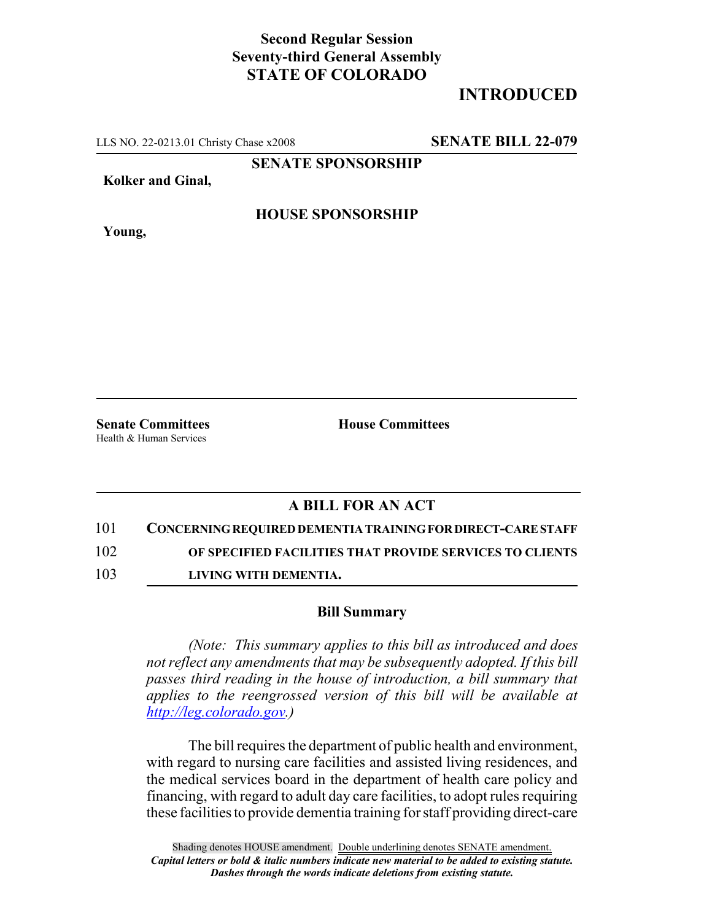**Second Regular Session**
**Seventy-third General Assembly**
**STATE OF COLORADO**

**INTRODUCED**

LLS NO. 22-0213.01 Christy Chase x2008 **SENATE BILL 22-079**

**SENATE SPONSORSHIP**

**Kolker and Ginal,**

**HOUSE SPONSORSHIP**

**Young,**

**Senate Committees**
Health & Human Services

**House Committees**

## A BILL FOR AN ACT

101 **CONCERNING REQUIRED DEMENTIA TRAINING FOR DIRECT-CARE STAFF**
102 **OF SPECIFIED FACILITIES THAT PROVIDE SERVICES TO CLIENTS**
103 **LIVING WITH DEMENTIA.**

### Bill Summary

*(Note: This summary applies to this bill as introduced and does not reflect any amendments that may be subsequently adopted. If this bill passes third reading in the house of introduction, a bill summary that applies to the reengrossed version of this bill will be available at http://leg.colorado.gov.)*

The bill requires the department of public health and environment, with regard to nursing care facilities and assisted living residences, and the medical services board in the department of health care policy and financing, with regard to adult day care facilities, to adopt rules requiring these facilities to provide dementia training for staff providing direct-care

Shading denotes HOUSE amendment. Double underlining denotes SENATE amendment.
*Capital letters or bold & italic numbers indicate new material to be added to existing statute.*
*Dashes through the words indicate deletions from existing statute.*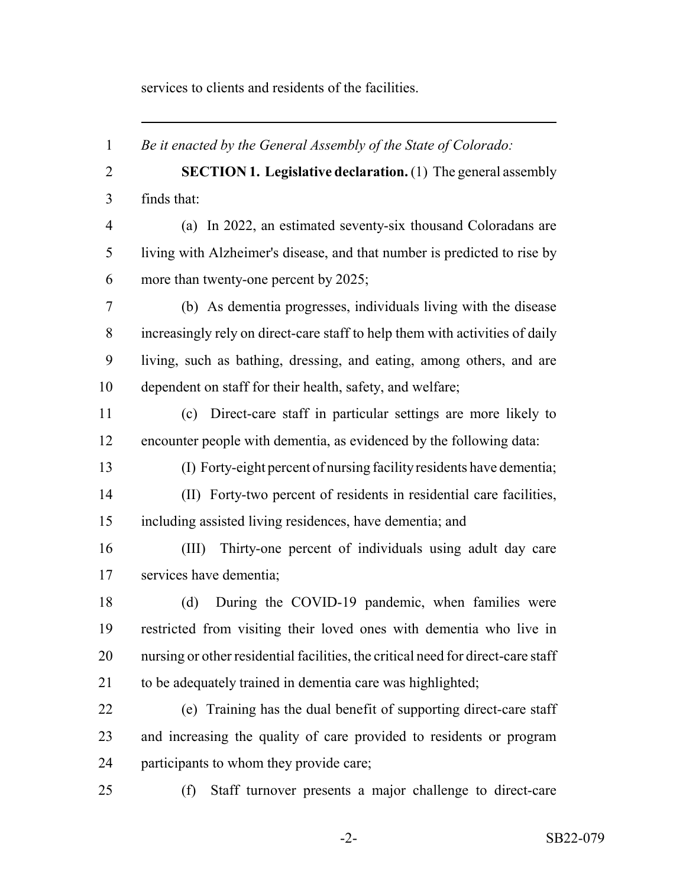services to clients and residents of the facilities.

---

*Be it enacted by the General Assembly of the State of Colorado:*

**SECTION 1. Legislative declaration.** (1) The general assembly finds that:

(a) In 2022, an estimated seventy-six thousand Coloradans are living with Alzheimer's disease, and that number is predicted to rise by more than twenty-one percent by 2025;

(b) As dementia progresses, individuals living with the disease increasingly rely on direct-care staff to help them with activities of daily living, such as bathing, dressing, and eating, among others, and are dependent on staff for their health, safety, and welfare;

(c) Direct-care staff in particular settings are more likely to encounter people with dementia, as evidenced by the following data:

(I) Forty-eight percent of nursing facility residents have dementia;

(II) Forty-two percent of residents in residential care facilities, including assisted living residences, have dementia; and

(III) Thirty-one percent of individuals using adult day care services have dementia;

(d) During the COVID-19 pandemic, when families were restricted from visiting their loved ones with dementia who live in nursing or other residential facilities, the critical need for direct-care staff to be adequately trained in dementia care was highlighted;

(e) Training has the dual benefit of supporting direct-care staff and increasing the quality of care provided to residents or program participants to whom they provide care;

(f) Staff turnover presents a major challenge to direct-care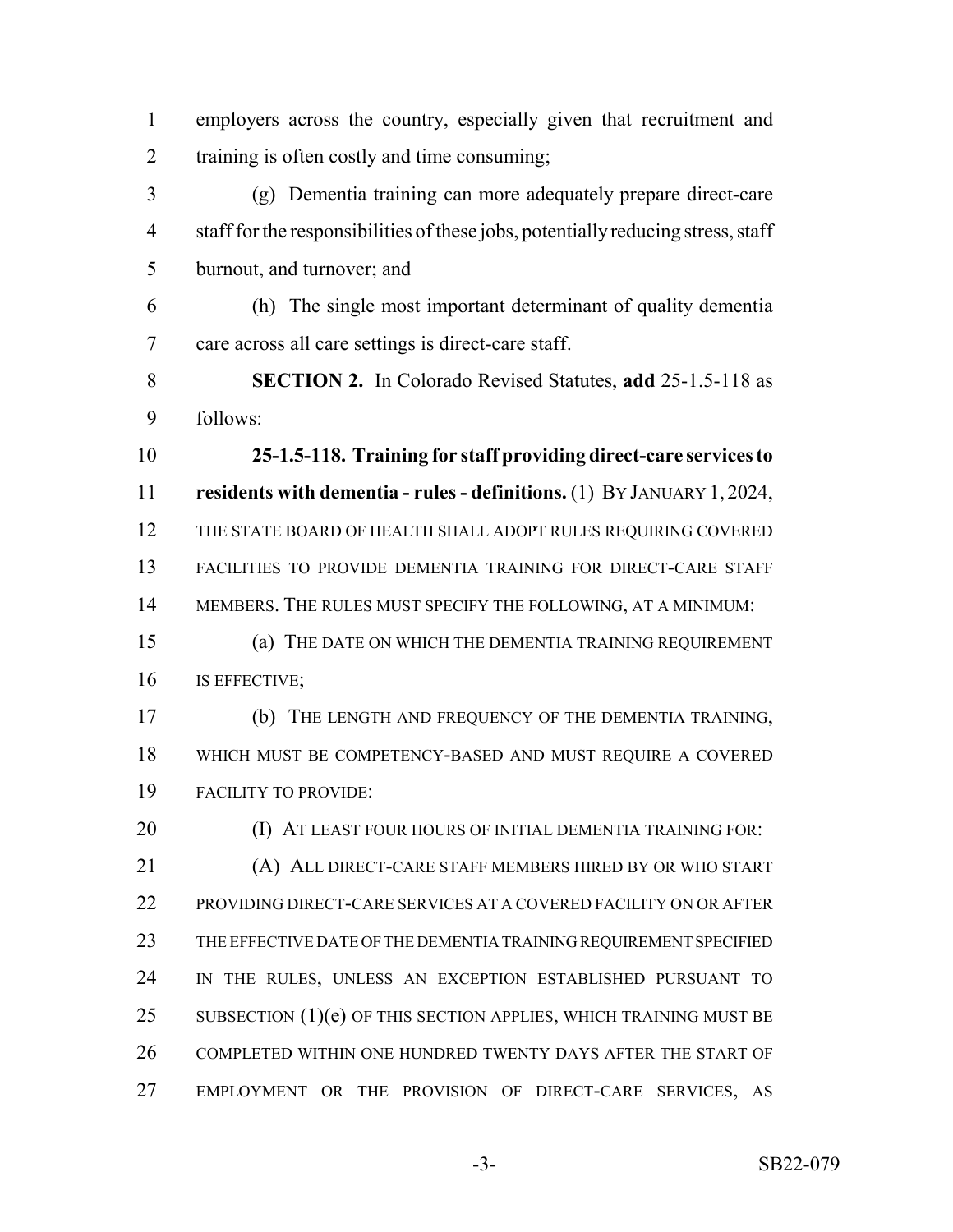employers across the country, especially given that recruitment and training is often costly and time consuming;

(g) Dementia training can more adequately prepare direct-care staff for the responsibilities of these jobs, potentially reducing stress, staff burnout, and turnover; and

(h) The single most important determinant of quality dementia care across all care settings is direct-care staff.

**SECTION 2.** In Colorado Revised Statutes, **add** 25-1.5-118 as follows:

**25-1.5-118. Training for staff providing direct-care services to residents with dementia - rules - definitions.** (1) BY JANUARY 1, 2024, THE STATE BOARD OF HEALTH SHALL ADOPT RULES REQUIRING COVERED FACILITIES TO PROVIDE DEMENTIA TRAINING FOR DIRECT-CARE STAFF MEMBERS. THE RULES MUST SPECIFY THE FOLLOWING, AT A MINIMUM:

(a) THE DATE ON WHICH THE DEMENTIA TRAINING REQUIREMENT IS EFFECTIVE;

(b) THE LENGTH AND FREQUENCY OF THE DEMENTIA TRAINING, WHICH MUST BE COMPETENCY-BASED AND MUST REQUIRE A COVERED FACILITY TO PROVIDE:

(I) AT LEAST FOUR HOURS OF INITIAL DEMENTIA TRAINING FOR:

(A) ALL DIRECT-CARE STAFF MEMBERS HIRED BY OR WHO START PROVIDING DIRECT-CARE SERVICES AT A COVERED FACILITY ON OR AFTER THE EFFECTIVE DATE OF THE DEMENTIA TRAINING REQUIREMENT SPECIFIED IN THE RULES, UNLESS AN EXCEPTION ESTABLISHED PURSUANT TO SUBSECTION (1)(e) OF THIS SECTION APPLIES, WHICH TRAINING MUST BE COMPLETED WITHIN ONE HUNDRED TWENTY DAYS AFTER THE START OF EMPLOYMENT OR THE PROVISION OF DIRECT-CARE SERVICES, AS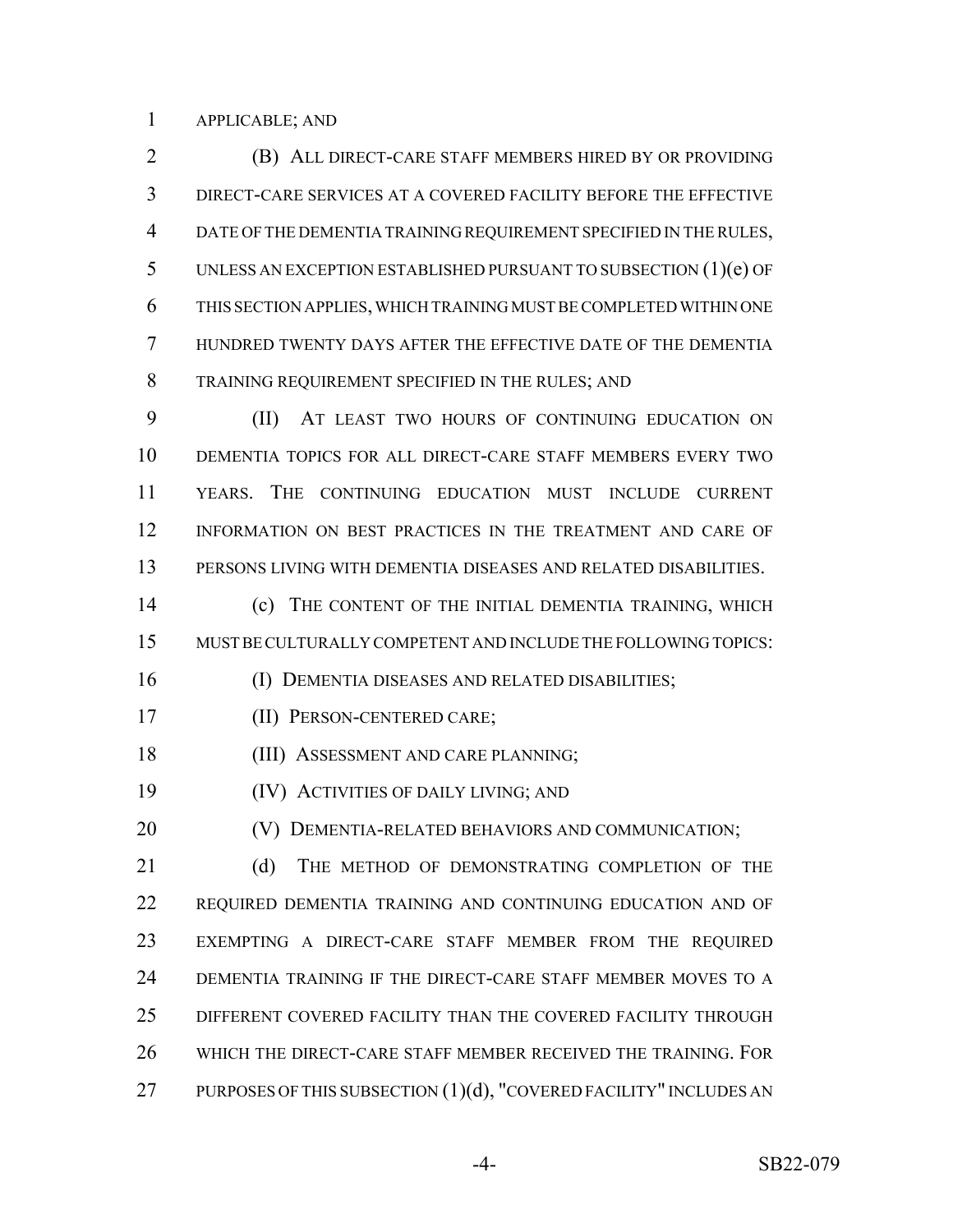APPLICABLE; AND

(B) ALL DIRECT-CARE STAFF MEMBERS HIRED BY OR PROVIDING DIRECT-CARE SERVICES AT A COVERED FACILITY BEFORE THE EFFECTIVE DATE OF THE DEMENTIA TRAINING REQUIREMENT SPECIFIED IN THE RULES, UNLESS AN EXCEPTION ESTABLISHED PURSUANT TO SUBSECTION (1)(e) OF THIS SECTION APPLIES, WHICH TRAINING MUST BE COMPLETED WITHIN ONE HUNDRED TWENTY DAYS AFTER THE EFFECTIVE DATE OF THE DEMENTIA TRAINING REQUIREMENT SPECIFIED IN THE RULES; AND

(II) AT LEAST TWO HOURS OF CONTINUING EDUCATION ON DEMENTIA TOPICS FOR ALL DIRECT-CARE STAFF MEMBERS EVERY TWO YEARS. THE CONTINUING EDUCATION MUST INCLUDE CURRENT INFORMATION ON BEST PRACTICES IN THE TREATMENT AND CARE OF PERSONS LIVING WITH DEMENTIA DISEASES AND RELATED DISABILITIES.

(c) THE CONTENT OF THE INITIAL DEMENTIA TRAINING, WHICH MUST BE CULTURALLY COMPETENT AND INCLUDE THE FOLLOWING TOPICS:

(I) DEMENTIA DISEASES AND RELATED DISABILITIES;

(II) PERSON-CENTERED CARE;

(III) ASSESSMENT AND CARE PLANNING;

(IV) ACTIVITIES OF DAILY LIVING; AND

(V) DEMENTIA-RELATED BEHAVIORS AND COMMUNICATION;

(d) THE METHOD OF DEMONSTRATING COMPLETION OF THE REQUIRED DEMENTIA TRAINING AND CONTINUING EDUCATION AND OF EXEMPTING A DIRECT-CARE STAFF MEMBER FROM THE REQUIRED DEMENTIA TRAINING IF THE DIRECT-CARE STAFF MEMBER MOVES TO A DIFFERENT COVERED FACILITY THAN THE COVERED FACILITY THROUGH WHICH THE DIRECT-CARE STAFF MEMBER RECEIVED THE TRAINING. FOR PURPOSES OF THIS SUBSECTION (1)(d), "COVERED FACILITY" INCLUDES AN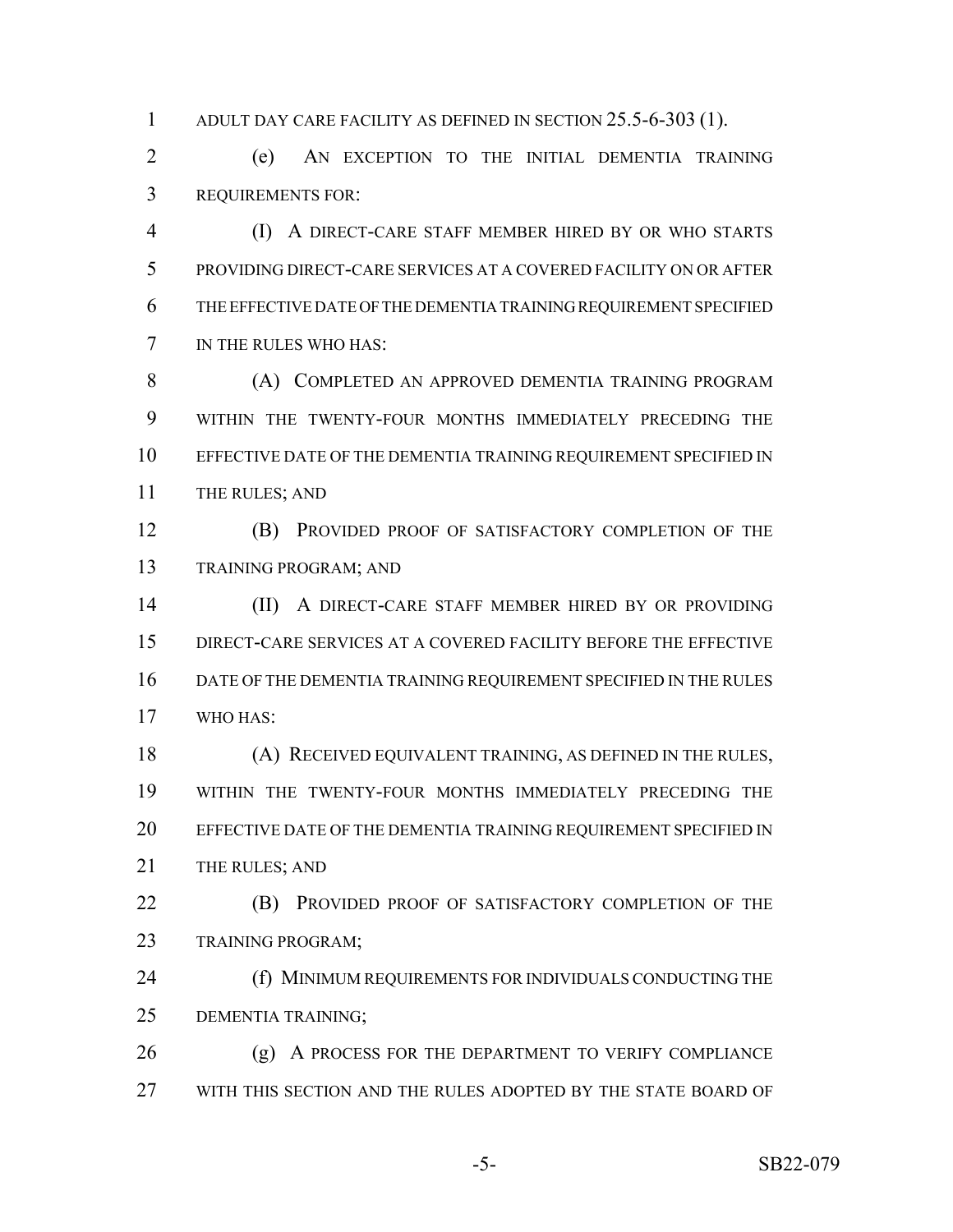ADULT DAY CARE FACILITY AS DEFINED IN SECTION 25.5-6-303 (1).

(e) AN EXCEPTION TO THE INITIAL DEMENTIA TRAINING REQUIREMENTS FOR:

(I) A DIRECT-CARE STAFF MEMBER HIRED BY OR WHO STARTS PROVIDING DIRECT-CARE SERVICES AT A COVERED FACILITY ON OR AFTER THE EFFECTIVE DATE OF THE DEMENTIA TRAINING REQUIREMENT SPECIFIED IN THE RULES WHO HAS:

(A) COMPLETED AN APPROVED DEMENTIA TRAINING PROGRAM WITHIN THE TWENTY-FOUR MONTHS IMMEDIATELY PRECEDING THE EFFECTIVE DATE OF THE DEMENTIA TRAINING REQUIREMENT SPECIFIED IN THE RULES; AND

(B) PROVIDED PROOF OF SATISFACTORY COMPLETION OF THE TRAINING PROGRAM; AND

(II) A DIRECT-CARE STAFF MEMBER HIRED BY OR PROVIDING DIRECT-CARE SERVICES AT A COVERED FACILITY BEFORE THE EFFECTIVE DATE OF THE DEMENTIA TRAINING REQUIREMENT SPECIFIED IN THE RULES WHO HAS:

(A) RECEIVED EQUIVALENT TRAINING, AS DEFINED IN THE RULES, WITHIN THE TWENTY-FOUR MONTHS IMMEDIATELY PRECEDING THE EFFECTIVE DATE OF THE DEMENTIA TRAINING REQUIREMENT SPECIFIED IN THE RULES; AND

(B) PROVIDED PROOF OF SATISFACTORY COMPLETION OF THE TRAINING PROGRAM;

(f) MINIMUM REQUIREMENTS FOR INDIVIDUALS CONDUCTING THE DEMENTIA TRAINING;

(g) A PROCESS FOR THE DEPARTMENT TO VERIFY COMPLIANCE WITH THIS SECTION AND THE RULES ADOPTED BY THE STATE BOARD OF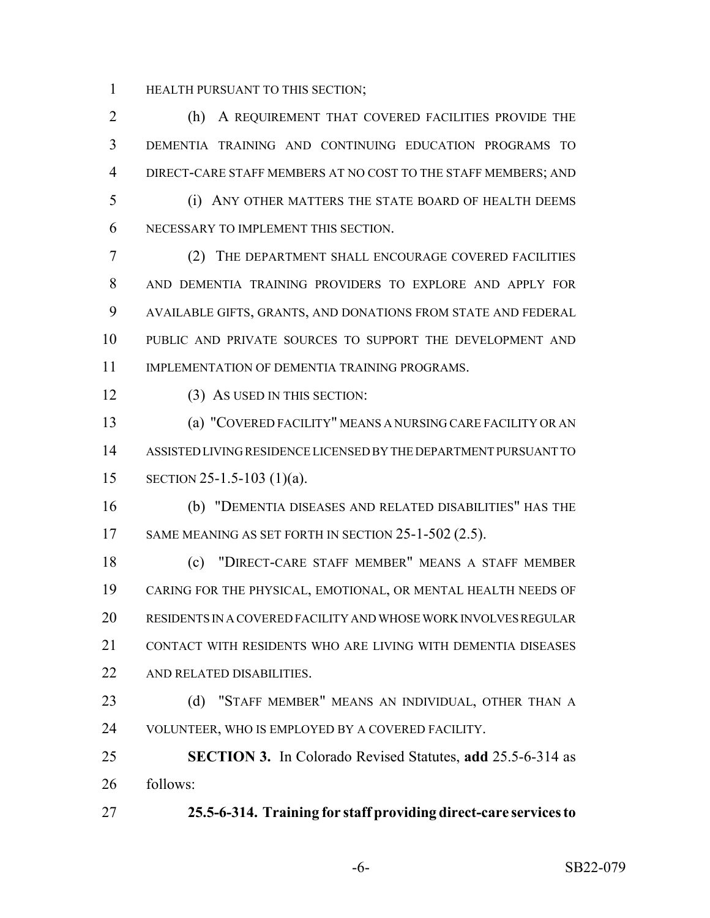HEALTH PURSUANT TO THIS SECTION;

(h) A REQUIREMENT THAT COVERED FACILITIES PROVIDE THE DEMENTIA TRAINING AND CONTINUING EDUCATION PROGRAMS TO DIRECT-CARE STAFF MEMBERS AT NO COST TO THE STAFF MEMBERS; AND

(i) ANY OTHER MATTERS THE STATE BOARD OF HEALTH DEEMS NECESSARY TO IMPLEMENT THIS SECTION.

(2) THE DEPARTMENT SHALL ENCOURAGE COVERED FACILITIES AND DEMENTIA TRAINING PROVIDERS TO EXPLORE AND APPLY FOR AVAILABLE GIFTS, GRANTS, AND DONATIONS FROM STATE AND FEDERAL PUBLIC AND PRIVATE SOURCES TO SUPPORT THE DEVELOPMENT AND IMPLEMENTATION OF DEMENTIA TRAINING PROGRAMS.

(3) AS USED IN THIS SECTION:

(a) "COVERED FACILITY" MEANS A NURSING CARE FACILITY OR AN ASSISTED LIVING RESIDENCE LICENSED BY THE DEPARTMENT PURSUANT TO SECTION 25-1.5-103 (1)(a).

(b) "DEMENTIA DISEASES AND RELATED DISABILITIES" HAS THE SAME MEANING AS SET FORTH IN SECTION 25-1-502 (2.5).

(c) "DIRECT-CARE STAFF MEMBER" MEANS A STAFF MEMBER CARING FOR THE PHYSICAL, EMOTIONAL, OR MENTAL HEALTH NEEDS OF RESIDENTS IN A COVERED FACILITY AND WHOSE WORK INVOLVES REGULAR CONTACT WITH RESIDENTS WHO ARE LIVING WITH DEMENTIA DISEASES AND RELATED DISABILITIES.

(d) "STAFF MEMBER" MEANS AN INDIVIDUAL, OTHER THAN A VOLUNTEER, WHO IS EMPLOYED BY A COVERED FACILITY.

**SECTION 3.** In Colorado Revised Statutes, **add** 25.5-6-314 as follows:

**25.5-6-314. Training for staff providing direct-care services to**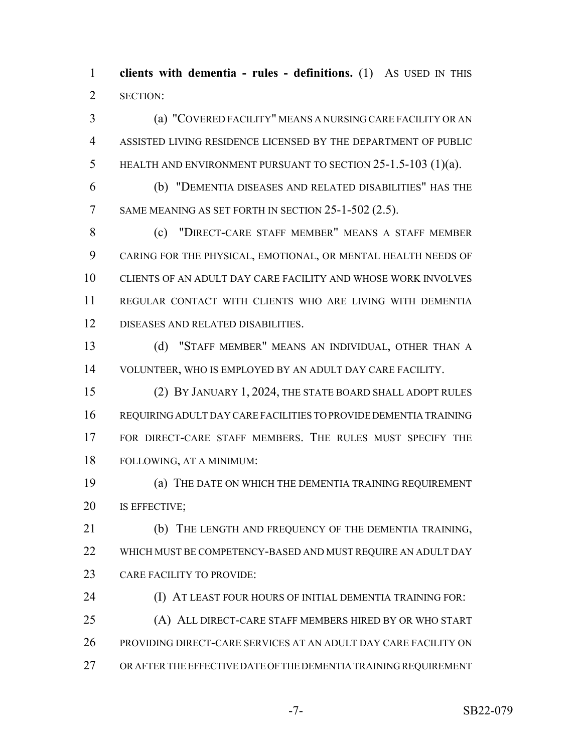**clients with dementia - rules - definitions.** (1) AS USED IN THIS SECTION:

(a) "COVERED FACILITY" MEANS A NURSING CARE FACILITY OR AN ASSISTED LIVING RESIDENCE LICENSED BY THE DEPARTMENT OF PUBLIC HEALTH AND ENVIRONMENT PURSUANT TO SECTION 25-1.5-103 (1)(a).

(b) "DEMENTIA DISEASES AND RELATED DISABILITIES" HAS THE SAME MEANING AS SET FORTH IN SECTION 25-1-502 (2.5).

(c) "DIRECT-CARE STAFF MEMBER" MEANS A STAFF MEMBER CARING FOR THE PHYSICAL, EMOTIONAL, OR MENTAL HEALTH NEEDS OF CLIENTS OF AN ADULT DAY CARE FACILITY AND WHOSE WORK INVOLVES REGULAR CONTACT WITH CLIENTS WHO ARE LIVING WITH DEMENTIA DISEASES AND RELATED DISABILITIES.

(d) "STAFF MEMBER" MEANS AN INDIVIDUAL, OTHER THAN A VOLUNTEER, WHO IS EMPLOYED BY AN ADULT DAY CARE FACILITY.

(2) BY JANUARY 1, 2024, THE STATE BOARD SHALL ADOPT RULES REQUIRING ADULT DAY CARE FACILITIES TO PROVIDE DEMENTIA TRAINING FOR DIRECT-CARE STAFF MEMBERS. THE RULES MUST SPECIFY THE FOLLOWING, AT A MINIMUM:

(a) THE DATE ON WHICH THE DEMENTIA TRAINING REQUIREMENT IS EFFECTIVE;

(b) THE LENGTH AND FREQUENCY OF THE DEMENTIA TRAINING, WHICH MUST BE COMPETENCY-BASED AND MUST REQUIRE AN ADULT DAY CARE FACILITY TO PROVIDE:

(I) AT LEAST FOUR HOURS OF INITIAL DEMENTIA TRAINING FOR:

(A) ALL DIRECT-CARE STAFF MEMBERS HIRED BY OR WHO START PROVIDING DIRECT-CARE SERVICES AT AN ADULT DAY CARE FACILITY ON OR AFTER THE EFFECTIVE DATE OF THE DEMENTIA TRAINING REQUIREMENT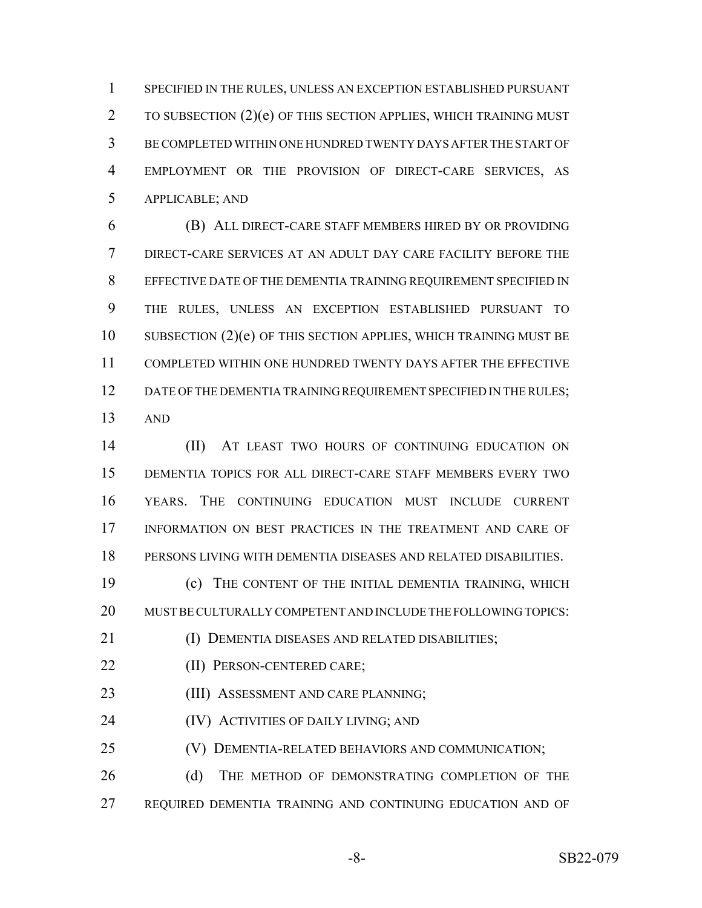SPECIFIED IN THE RULES, UNLESS AN EXCEPTION ESTABLISHED PURSUANT TO SUBSECTION (2)(e) OF THIS SECTION APPLIES, WHICH TRAINING MUST BE COMPLETED WITHIN ONE HUNDRED TWENTY DAYS AFTER THE START OF EMPLOYMENT OR THE PROVISION OF DIRECT-CARE SERVICES, AS APPLICABLE; AND

(B) ALL DIRECT-CARE STAFF MEMBERS HIRED BY OR PROVIDING DIRECT-CARE SERVICES AT AN ADULT DAY CARE FACILITY BEFORE THE EFFECTIVE DATE OF THE DEMENTIA TRAINING REQUIREMENT SPECIFIED IN THE RULES, UNLESS AN EXCEPTION ESTABLISHED PURSUANT TO SUBSECTION (2)(e) OF THIS SECTION APPLIES, WHICH TRAINING MUST BE COMPLETED WITHIN ONE HUNDRED TWENTY DAYS AFTER THE EFFECTIVE DATE OF THE DEMENTIA TRAINING REQUIREMENT SPECIFIED IN THE RULES; AND

(II) AT LEAST TWO HOURS OF CONTINUING EDUCATION ON DEMENTIA TOPICS FOR ALL DIRECT-CARE STAFF MEMBERS EVERY TWO YEARS. THE CONTINUING EDUCATION MUST INCLUDE CURRENT INFORMATION ON BEST PRACTICES IN THE TREATMENT AND CARE OF PERSONS LIVING WITH DEMENTIA DISEASES AND RELATED DISABILITIES.

(c) THE CONTENT OF THE INITIAL DEMENTIA TRAINING, WHICH MUST BE CULTURALLY COMPETENT AND INCLUDE THE FOLLOWING TOPICS:

(I) DEMENTIA DISEASES AND RELATED DISABILITIES;

(II) PERSON-CENTERED CARE;

(III) ASSESSMENT AND CARE PLANNING;

(IV) ACTIVITIES OF DAILY LIVING; AND

(V) DEMENTIA-RELATED BEHAVIORS AND COMMUNICATION;

(d) THE METHOD OF DEMONSTRATING COMPLETION OF THE REQUIRED DEMENTIA TRAINING AND CONTINUING EDUCATION AND OF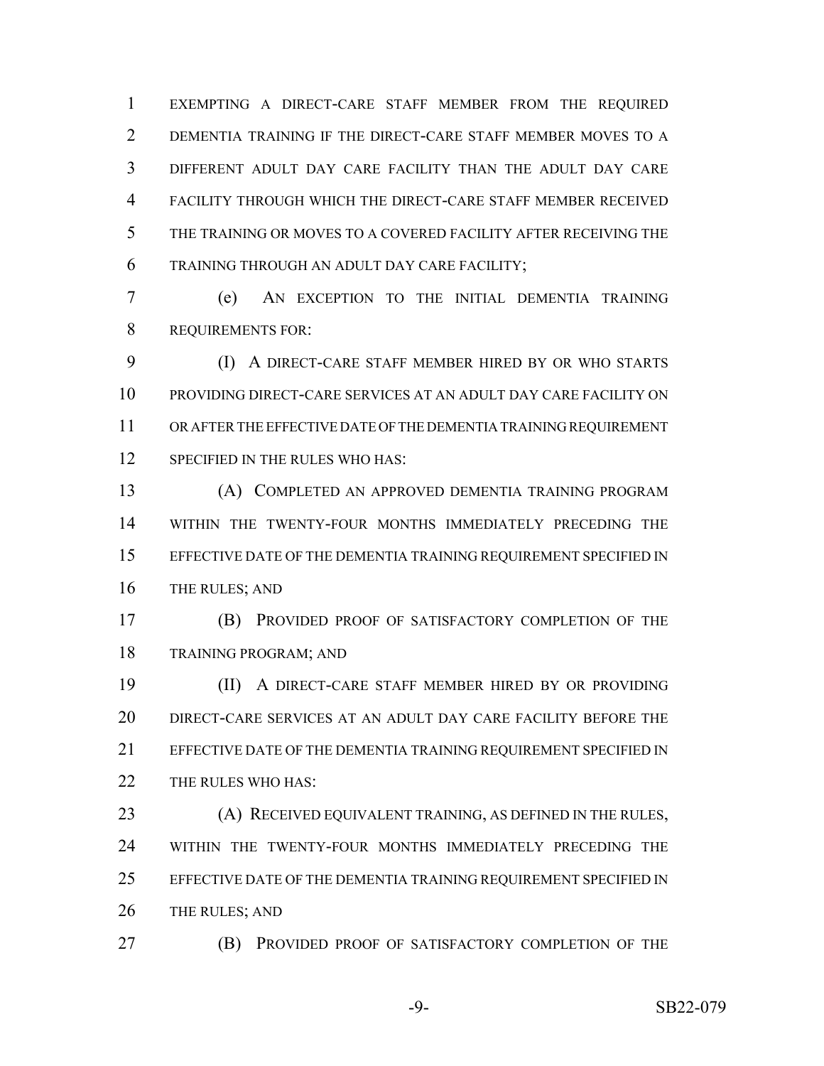EXEMPTING A DIRECT-CARE STAFF MEMBER FROM THE REQUIRED DEMENTIA TRAINING IF THE DIRECT-CARE STAFF MEMBER MOVES TO A DIFFERENT ADULT DAY CARE FACILITY THAN THE ADULT DAY CARE FACILITY THROUGH WHICH THE DIRECT-CARE STAFF MEMBER RECEIVED THE TRAINING OR MOVES TO A COVERED FACILITY AFTER RECEIVING THE TRAINING THROUGH AN ADULT DAY CARE FACILITY;

(e) AN EXCEPTION TO THE INITIAL DEMENTIA TRAINING REQUIREMENTS FOR:

(I) A DIRECT-CARE STAFF MEMBER HIRED BY OR WHO STARTS PROVIDING DIRECT-CARE SERVICES AT AN ADULT DAY CARE FACILITY ON OR AFTER THE EFFECTIVE DATE OF THE DEMENTIA TRAINING REQUIREMENT SPECIFIED IN THE RULES WHO HAS:

(A) COMPLETED AN APPROVED DEMENTIA TRAINING PROGRAM WITHIN THE TWENTY-FOUR MONTHS IMMEDIATELY PRECEDING THE EFFECTIVE DATE OF THE DEMENTIA TRAINING REQUIREMENT SPECIFIED IN THE RULES; AND

(B) PROVIDED PROOF OF SATISFACTORY COMPLETION OF THE TRAINING PROGRAM; AND

(II) A DIRECT-CARE STAFF MEMBER HIRED BY OR PROVIDING DIRECT-CARE SERVICES AT AN ADULT DAY CARE FACILITY BEFORE THE EFFECTIVE DATE OF THE DEMENTIA TRAINING REQUIREMENT SPECIFIED IN THE RULES WHO HAS:

(A) RECEIVED EQUIVALENT TRAINING, AS DEFINED IN THE RULES, WITHIN THE TWENTY-FOUR MONTHS IMMEDIATELY PRECEDING THE EFFECTIVE DATE OF THE DEMENTIA TRAINING REQUIREMENT SPECIFIED IN THE RULES; AND

(B) PROVIDED PROOF OF SATISFACTORY COMPLETION OF THE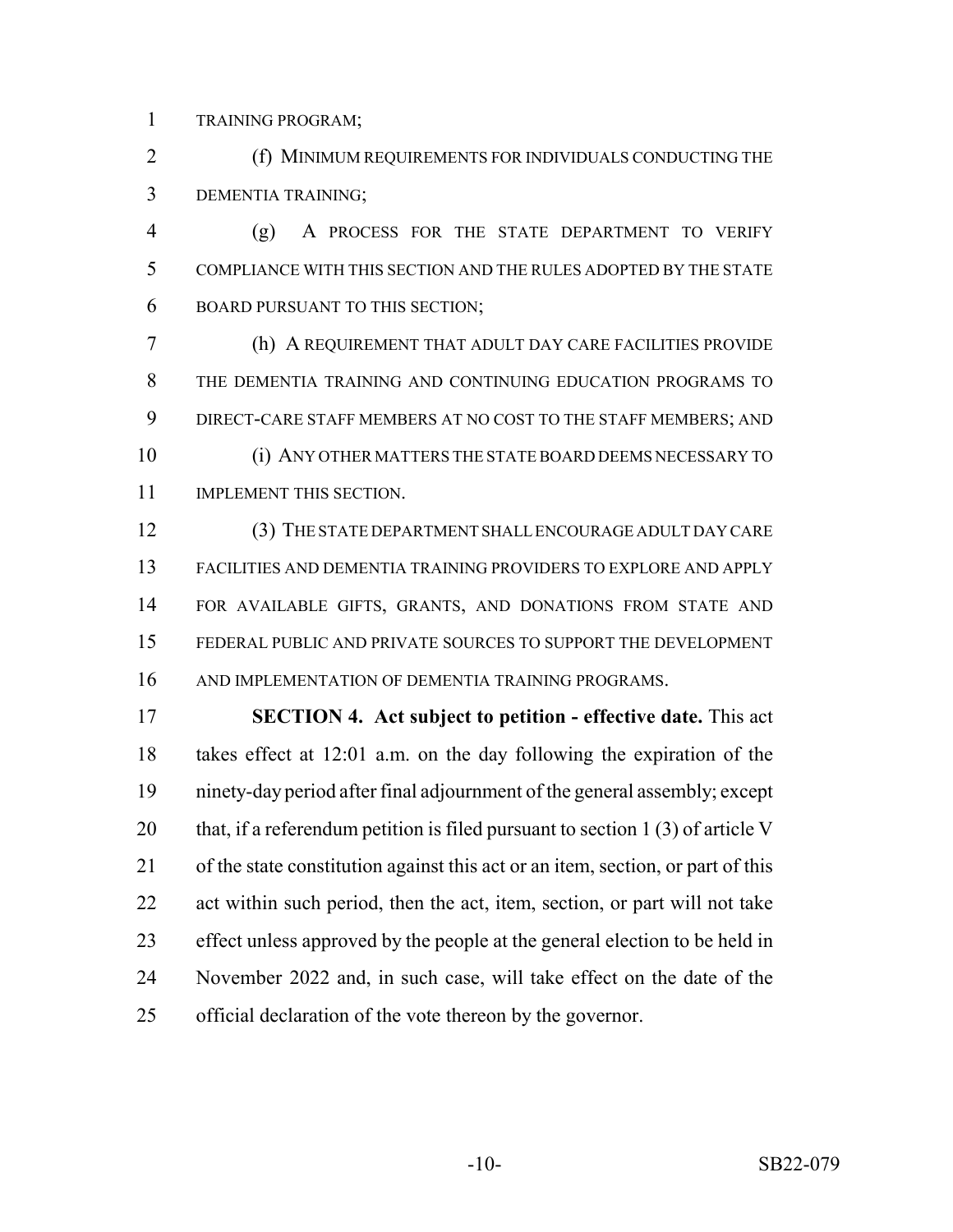TRAINING PROGRAM;

(f) MINIMUM REQUIREMENTS FOR INDIVIDUALS CONDUCTING THE DEMENTIA TRAINING;

(g) A PROCESS FOR THE STATE DEPARTMENT TO VERIFY COMPLIANCE WITH THIS SECTION AND THE RULES ADOPTED BY THE STATE BOARD PURSUANT TO THIS SECTION;

(h) A REQUIREMENT THAT ADULT DAY CARE FACILITIES PROVIDE THE DEMENTIA TRAINING AND CONTINUING EDUCATION PROGRAMS TO DIRECT-CARE STAFF MEMBERS AT NO COST TO THE STAFF MEMBERS; AND

(i) ANY OTHER MATTERS THE STATE BOARD DEEMS NECESSARY TO IMPLEMENT THIS SECTION.

(3) THE STATE DEPARTMENT SHALL ENCOURAGE ADULT DAY CARE FACILITIES AND DEMENTIA TRAINING PROVIDERS TO EXPLORE AND APPLY FOR AVAILABLE GIFTS, GRANTS, AND DONATIONS FROM STATE AND FEDERAL PUBLIC AND PRIVATE SOURCES TO SUPPORT THE DEVELOPMENT AND IMPLEMENTATION OF DEMENTIA TRAINING PROGRAMS.

**SECTION 4. Act subject to petition - effective date.** This act takes effect at 12:01 a.m. on the day following the expiration of the ninety-day period after final adjournment of the general assembly; except that, if a referendum petition is filed pursuant to section 1 (3) of article V of the state constitution against this act or an item, section, or part of this act within such period, then the act, item, section, or part will not take effect unless approved by the people at the general election to be held in November 2022 and, in such case, will take effect on the date of the official declaration of the vote thereon by the governor.